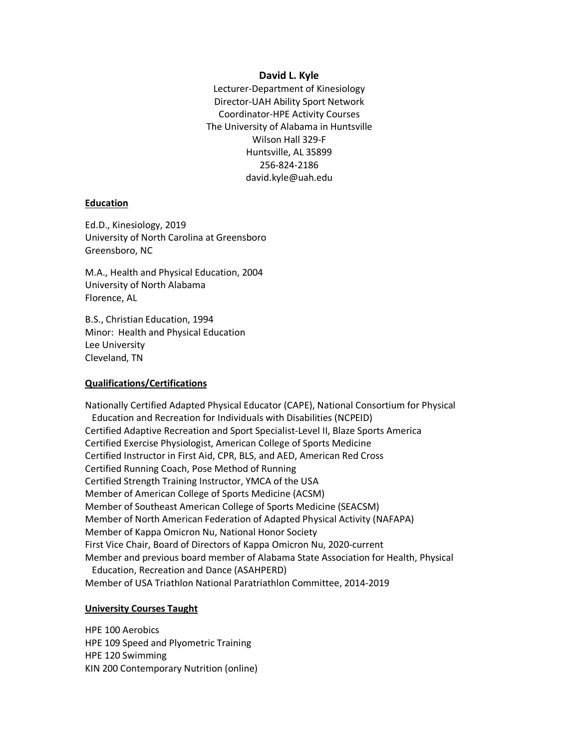**David L. Kyle**

Lecturer-Department of Kinesiology
Director-UAH Ability Sport Network
Coordinator-HPE Activity Courses
The University of Alabama in Huntsville
Wilson Hall 329-F
Huntsville, AL 35899
256-824-2186
david.kyle@uah.edu

## Education

Ed.D., Kinesiology, 2019
University of North Carolina at Greensboro
Greensboro, NC

M.A., Health and Physical Education, 2004
University of North Alabama
Florence, AL

B.S., Christian Education, 1994
Minor: Health and Physical Education
Lee University
Cleveland, TN

## Qualifications/Certifications

Nationally Certified Adapted Physical Educator (CAPE), National Consortium for Physical Education and Recreation for Individuals with Disabilities (NCPEID)
Certified Adaptive Recreation and Sport Specialist-Level II, Blaze Sports America
Certified Exercise Physiologist, American College of Sports Medicine
Certified Instructor in First Aid, CPR, BLS, and AED, American Red Cross
Certified Running Coach, Pose Method of Running
Certified Strength Training Instructor, YMCA of the USA
Member of American College of Sports Medicine (ACSM)
Member of Southeast American College of Sports Medicine (SEACSM)
Member of North American Federation of Adapted Physical Activity (NAFAPA)
Member of Kappa Omicron Nu, National Honor Society
First Vice Chair, Board of Directors of Kappa Omicron Nu, 2020-current
Member and previous board member of Alabama State Association for Health, Physical Education, Recreation and Dance (ASAHPERD)
Member of USA Triathlon National Paratriathlon Committee, 2014-2019

## University Courses Taught

HPE 100 Aerobics
HPE 109 Speed and Plyometric Training
HPE 120 Swimming
KIN 200 Contemporary Nutrition (online)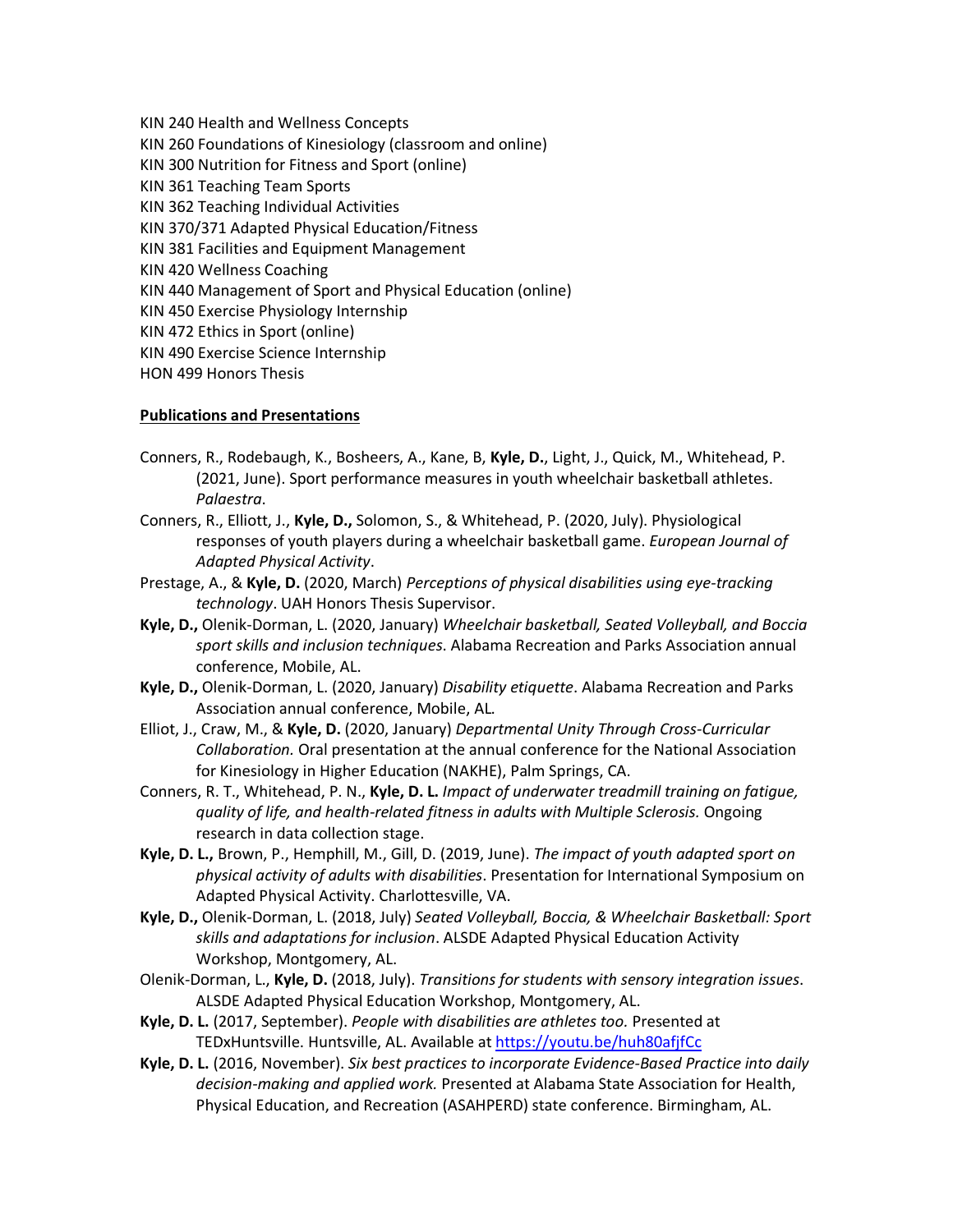KIN 240 Health and Wellness Concepts
KIN 260 Foundations of Kinesiology (classroom and online)
KIN 300 Nutrition for Fitness and Sport (online)
KIN 361 Teaching Team Sports
KIN 362 Teaching Individual Activities
KIN 370/371 Adapted Physical Education/Fitness
KIN 381 Facilities and Equipment Management
KIN 420 Wellness Coaching
KIN 440 Management of Sport and Physical Education (online)
KIN 450 Exercise Physiology Internship
KIN 472 Ethics in Sport (online)
KIN 490 Exercise Science Internship
HON 499 Honors Thesis

**Publications and Presentations**

Conners, R., Rodebaugh, K., Bosheers, A., Kane, B, **Kyle, D.**, Light, J., Quick, M., Whitehead, P. (2021, June). Sport performance measures in youth wheelchair basketball athletes. *Palaestra*.

Conners, R., Elliott, J., **Kyle, D.,** Solomon, S., & Whitehead, P. (2020, July). Physiological responses of youth players during a wheelchair basketball game. *European Journal of Adapted Physical Activity*.

Prestage, A., & **Kyle, D.** (2020, March) *Perceptions of physical disabilities using eye-tracking technology*. UAH Honors Thesis Supervisor.

**Kyle, D.,** Olenik-Dorman, L. (2020, January) *Wheelchair basketball, Seated Volleyball, and Boccia sport skills and inclusion techniques*. Alabama Recreation and Parks Association annual conference, Mobile, AL.

**Kyle, D.,** Olenik-Dorman, L. (2020, January) *Disability etiquette*. Alabama Recreation and Parks Association annual conference, Mobile, AL.

Elliot, J., Craw, M., & **Kyle, D.** (2020, January) *Departmental Unity Through Cross-Curricular Collaboration.* Oral presentation at the annual conference for the National Association for Kinesiology in Higher Education (NAKHE), Palm Springs, CA.

Conners, R. T., Whitehead, P. N., **Kyle, D. L.** *Impact of underwater treadmill training on fatigue, quality of life, and health-related fitness in adults with Multiple Sclerosis.* Ongoing research in data collection stage.

**Kyle, D. L.,** Brown, P., Hemphill, M., Gill, D. (2019, June). *The impact of youth adapted sport on physical activity of adults with disabilities*. Presentation for International Symposium on Adapted Physical Activity. Charlottesville, VA.

**Kyle, D.,** Olenik-Dorman, L. (2018, July) *Seated Volleyball, Boccia, & Wheelchair Basketball: Sport skills and adaptations for inclusion*. ALSDE Adapted Physical Education Activity Workshop, Montgomery, AL.

Olenik-Dorman, L., **Kyle, D.** (2018, July). *Transitions for students with sensory integration issues.* ALSDE Adapted Physical Education Workshop, Montgomery, AL.

**Kyle, D. L.** (2017, September). *People with disabilities are athletes too.* Presented at TEDxHuntsville. Huntsville, AL. Available at https://youtu.be/huh80afjfCc

**Kyle, D. L.** (2016, November). *Six best practices to incorporate Evidence-Based Practice into daily decision-making and applied work.* Presented at Alabama State Association for Health, Physical Education, and Recreation (ASAHPERD) state conference. Birmingham, AL.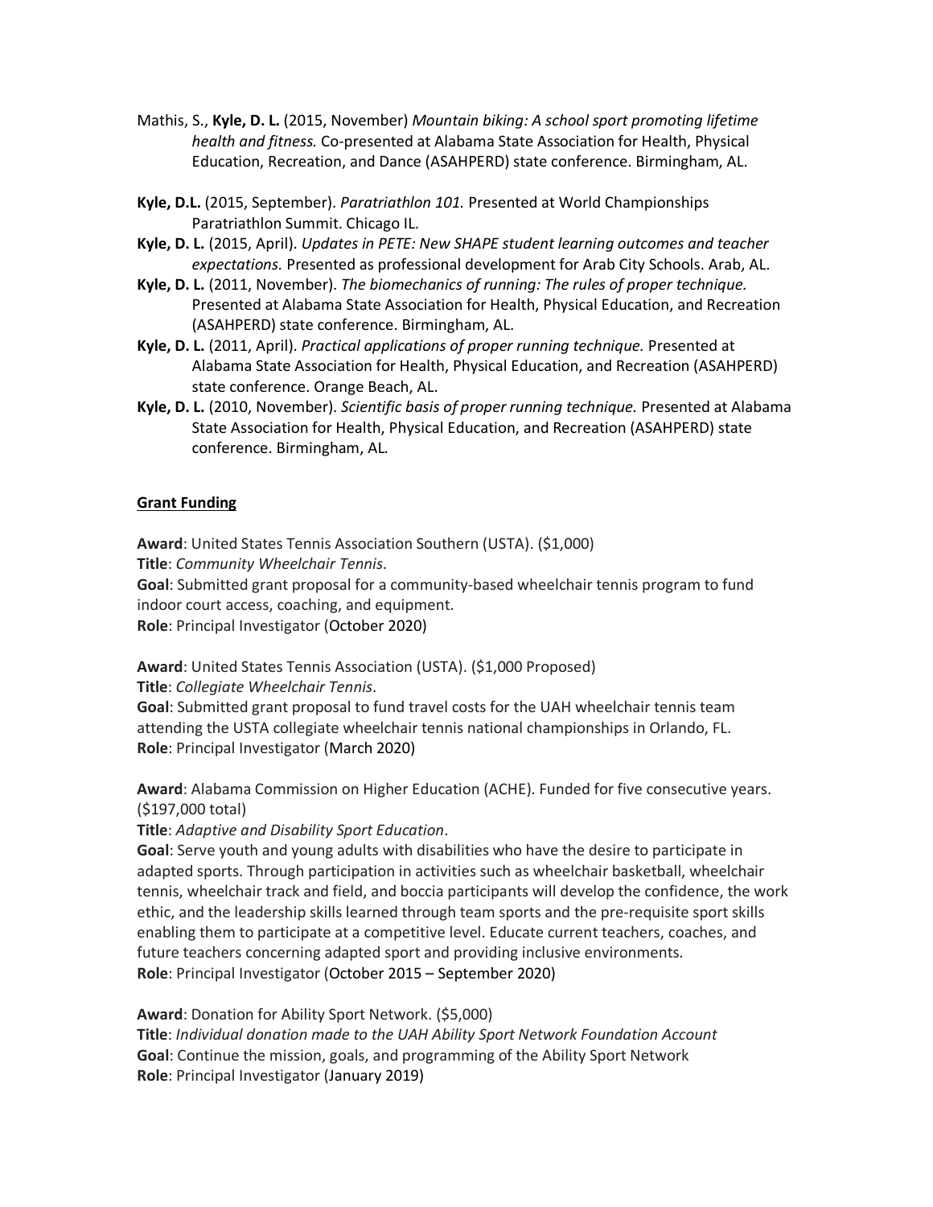Mathis, S., **Kyle, D. L.** (2015, November) *Mountain biking: A school sport promoting lifetime health and fitness.* Co-presented at Alabama State Association for Health, Physical Education, Recreation, and Dance (ASAHPERD) state conference. Birmingham, AL.

**Kyle, D.L.** (2015, September). *Paratriathlon 101.* Presented at World Championships Paratriathlon Summit. Chicago IL.

**Kyle, D. L.** (2015, April). *Updates in PETE: New SHAPE student learning outcomes and teacher expectations.* Presented as professional development for Arab City Schools. Arab, AL.

**Kyle, D. L.** (2011, November). *The biomechanics of running: The rules of proper technique.* Presented at Alabama State Association for Health, Physical Education, and Recreation (ASAHPERD) state conference. Birmingham, AL.

**Kyle, D. L.** (2011, April). *Practical applications of proper running technique.* Presented at Alabama State Association for Health, Physical Education, and Recreation (ASAHPERD) state conference. Orange Beach, AL.

**Kyle, D. L.** (2010, November). *Scientific basis of proper running technique.* Presented at Alabama State Association for Health, Physical Education, and Recreation (ASAHPERD) state conference. Birmingham, AL.

## Grant Funding

**Award**: United States Tennis Association Southern (USTA). ($1,000)
**Title**: *Community Wheelchair Tennis*.
**Goal**: Submitted grant proposal for a community-based wheelchair tennis program to fund indoor court access, coaching, and equipment.
**Role**: Principal Investigator (October 2020)

**Award**: United States Tennis Association (USTA). ($1,000 Proposed)
**Title**: *Collegiate Wheelchair Tennis*.
**Goal**: Submitted grant proposal to fund travel costs for the UAH wheelchair tennis team attending the USTA collegiate wheelchair tennis national championships in Orlando, FL.
**Role**: Principal Investigator (March 2020)

**Award**: Alabama Commission on Higher Education (ACHE). Funded for five consecutive years. ($197,000 total)
**Title**: *Adaptive and Disability Sport Education*.
**Goal**: Serve youth and young adults with disabilities who have the desire to participate in adapted sports. Through participation in activities such as wheelchair basketball, wheelchair tennis, wheelchair track and field, and boccia participants will develop the confidence, the work ethic, and the leadership skills learned through team sports and the pre-requisite sport skills enabling them to participate at a competitive level. Educate current teachers, coaches, and future teachers concerning adapted sport and providing inclusive environments.
**Role**: Principal Investigator (October 2015 – September 2020)

**Award**: Donation for Ability Sport Network. ($5,000)
**Title**: *Individual donation made to the UAH Ability Sport Network Foundation Account*
**Goal**: Continue the mission, goals, and programming of the Ability Sport Network
**Role**: Principal Investigator (January 2019)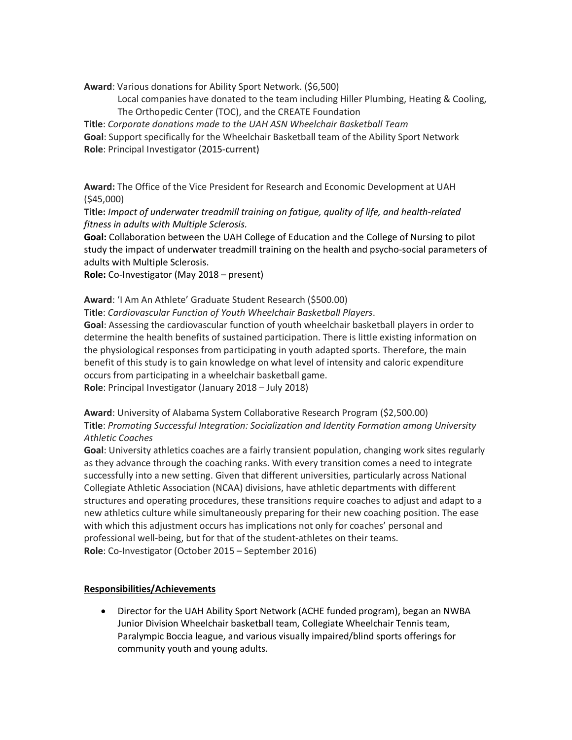**Award**: Various donations for Ability Sport Network. ($6,500)

Local companies have donated to the team including Hiller Plumbing, Heating & Cooling, The Orthopedic Center (TOC), and the CREATE Foundation

**Title**: *Corporate donations made to the UAH ASN Wheelchair Basketball Team*

**Goal**: Support specifically for the Wheelchair Basketball team of the Ability Sport Network

**Role**: Principal Investigator (2015-current)

**Award:** The Office of the Vice President for Research and Economic Development at UAH ($45,000)

**Title:** *Impact of underwater treadmill training on fatigue, quality of life, and health-related fitness in adults with Multiple Sclerosis.*

**Goal:** Collaboration between the UAH College of Education and the College of Nursing to pilot study the impact of underwater treadmill training on the health and psycho-social parameters of adults with Multiple Sclerosis.

**Role:** Co-Investigator (May 2018 – present)

**Award**: 'I Am An Athlete' Graduate Student Research ($500.00)

**Title**: *Cardiovascular Function of Youth Wheelchair Basketball Players*.

**Goal**: Assessing the cardiovascular function of youth wheelchair basketball players in order to determine the health benefits of sustained participation. There is little existing information on the physiological responses from participating in youth adapted sports. Therefore, the main benefit of this study is to gain knowledge on what level of intensity and caloric expenditure occurs from participating in a wheelchair basketball game.

**Role**: Principal Investigator (January 2018 – July 2018)

**Award**: University of Alabama System Collaborative Research Program ($2,500.00)

**Title**: *Promoting Successful Integration: Socialization and Identity Formation among University Athletic Coaches*

**Goal**: University athletics coaches are a fairly transient population, changing work sites regularly as they advance through the coaching ranks. With every transition comes a need to integrate successfully into a new setting. Given that different universities, particularly across National Collegiate Athletic Association (NCAA) divisions, have athletic departments with different structures and operating procedures, these transitions require coaches to adjust and adapt to a new athletics culture while simultaneously preparing for their new coaching position. The ease with which this adjustment occurs has implications not only for coaches' personal and professional well-being, but for that of the student-athletes on their teams.

**Role**: Co-Investigator (October 2015 – September 2016)

## Responsibilities/Achievements

- Director for the UAH Ability Sport Network (ACHE funded program), began an NWBA Junior Division Wheelchair basketball team, Collegiate Wheelchair Tennis team, Paralympic Boccia league, and various visually impaired/blind sports offerings for community youth and young adults.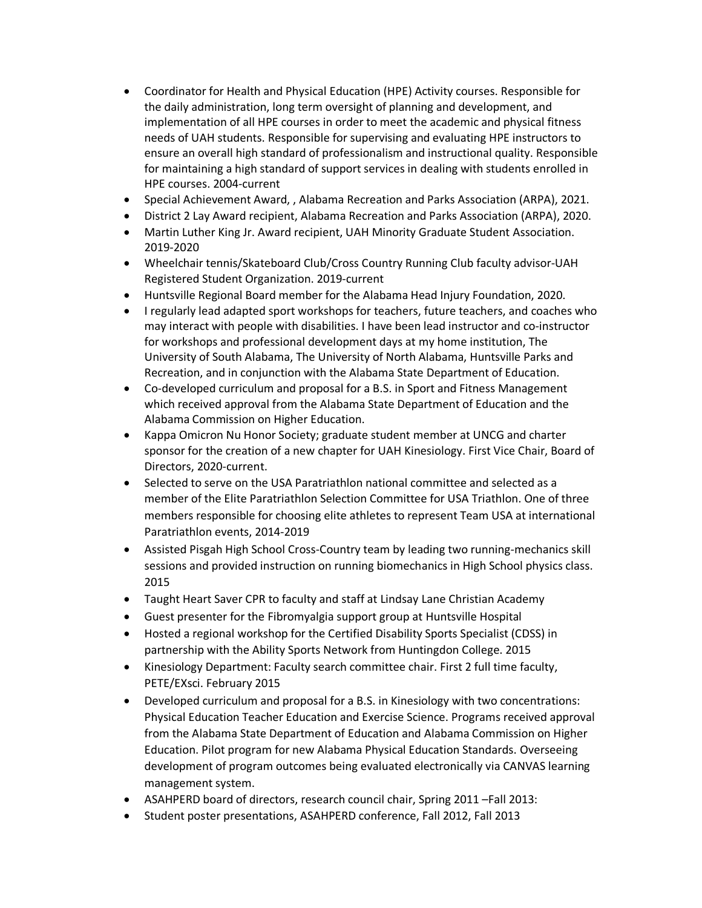- Coordinator for Health and Physical Education (HPE) Activity courses. Responsible for the daily administration, long term oversight of planning and development, and implementation of all HPE courses in order to meet the academic and physical fitness needs of UAH students. Responsible for supervising and evaluating HPE instructors to ensure an overall high standard of professionalism and instructional quality. Responsible for maintaining a high standard of support services in dealing with students enrolled in HPE courses. 2004-current
- Special Achievement Award, , Alabama Recreation and Parks Association (ARPA), 2021.
- District 2 Lay Award recipient, Alabama Recreation and Parks Association (ARPA), 2020.
- Martin Luther King Jr. Award recipient, UAH Minority Graduate Student Association. 2019-2020
- Wheelchair tennis/Skateboard Club/Cross Country Running Club faculty advisor-UAH Registered Student Organization. 2019-current
- Huntsville Regional Board member for the Alabama Head Injury Foundation, 2020.
- I regularly lead adapted sport workshops for teachers, future teachers, and coaches who may interact with people with disabilities. I have been lead instructor and co-instructor for workshops and professional development days at my home institution, The University of South Alabama, The University of North Alabama, Huntsville Parks and Recreation, and in conjunction with the Alabama State Department of Education.
- Co-developed curriculum and proposal for a B.S. in Sport and Fitness Management which received approval from the Alabama State Department of Education and the Alabama Commission on Higher Education.
- Kappa Omicron Nu Honor Society; graduate student member at UNCG and charter sponsor for the creation of a new chapter for UAH Kinesiology. First Vice Chair, Board of Directors, 2020-current.
- Selected to serve on the USA Paratriathlon national committee and selected as a member of the Elite Paratriathlon Selection Committee for USA Triathlon. One of three members responsible for choosing elite athletes to represent Team USA at international Paratriathlon events, 2014-2019
- Assisted Pisgah High School Cross-Country team by leading two running-mechanics skill sessions and provided instruction on running biomechanics in High School physics class. 2015
- Taught Heart Saver CPR to faculty and staff at Lindsay Lane Christian Academy
- Guest presenter for the Fibromyalgia support group at Huntsville Hospital
- Hosted a regional workshop for the Certified Disability Sports Specialist (CDSS) in partnership with the Ability Sports Network from Huntingdon College. 2015
- Kinesiology Department: Faculty search committee chair. First 2 full time faculty, PETE/EXsci. February 2015
- Developed curriculum and proposal for a B.S. in Kinesiology with two concentrations: Physical Education Teacher Education and Exercise Science. Programs received approval from the Alabama State Department of Education and Alabama Commission on Higher Education. Pilot program for new Alabama Physical Education Standards. Overseeing development of program outcomes being evaluated electronically via CANVAS learning management system.
- ASAHPERD board of directors, research council chair, Spring 2011 –Fall 2013:
- Student poster presentations, ASAHPERD conference, Fall 2012, Fall 2013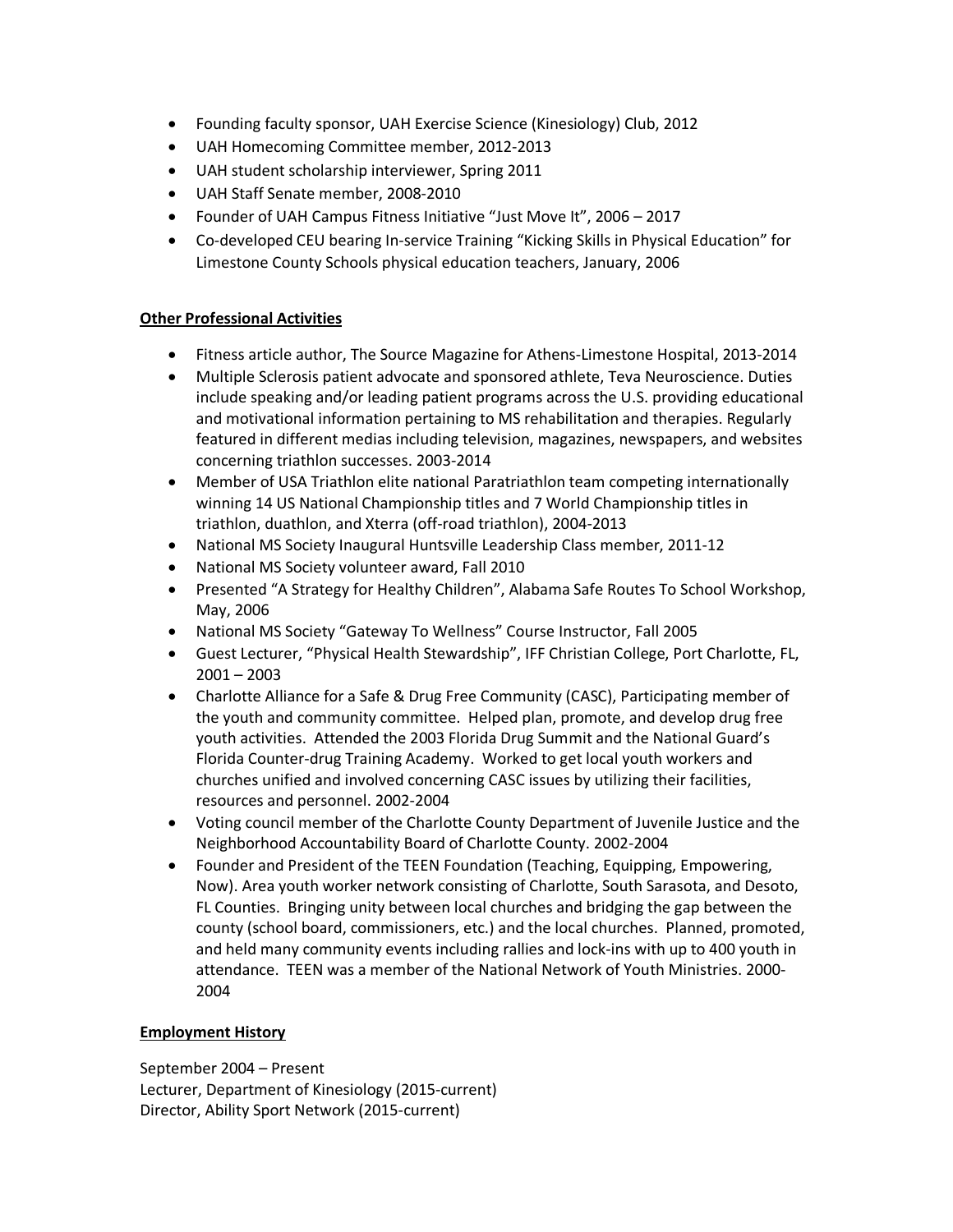- Founding faculty sponsor, UAH Exercise Science (Kinesiology) Club, 2012
- UAH Homecoming Committee member, 2012-2013
- UAH student scholarship interviewer, Spring 2011
- UAH Staff Senate member, 2008-2010
- Founder of UAH Campus Fitness Initiative "Just Move It", 2006 – 2017
- Co-developed CEU bearing In-service Training "Kicking Skills in Physical Education" for Limestone County Schools physical education teachers, January, 2006

**Other Professional Activities**

- Fitness article author, The Source Magazine for Athens-Limestone Hospital, 2013-2014
- Multiple Sclerosis patient advocate and sponsored athlete, Teva Neuroscience. Duties include speaking and/or leading patient programs across the U.S. providing educational and motivational information pertaining to MS rehabilitation and therapies. Regularly featured in different medias including television, magazines, newspapers, and websites concerning triathlon successes. 2003-2014
- Member of USA Triathlon elite national Paratriathlon team competing internationally winning 14 US National Championship titles and 7 World Championship titles in triathlon, duathlon, and Xterra (off-road triathlon), 2004-2013
- National MS Society Inaugural Huntsville Leadership Class member, 2011-12
- National MS Society volunteer award, Fall 2010
- Presented "A Strategy for Healthy Children", Alabama Safe Routes To School Workshop, May, 2006
- National MS Society "Gateway To Wellness" Course Instructor, Fall 2005
- Guest Lecturer, "Physical Health Stewardship", IFF Christian College, Port Charlotte, FL, 2001 – 2003
- Charlotte Alliance for a Safe & Drug Free Community (CASC), Participating member of the youth and community committee. Helped plan, promote, and develop drug free youth activities. Attended the 2003 Florida Drug Summit and the National Guard's Florida Counter-drug Training Academy. Worked to get local youth workers and churches unified and involved concerning CASC issues by utilizing their facilities, resources and personnel. 2002-2004
- Voting council member of the Charlotte County Department of Juvenile Justice and the Neighborhood Accountability Board of Charlotte County. 2002-2004
- Founder and President of the TEEN Foundation (Teaching, Equipping, Empowering, Now). Area youth worker network consisting of Charlotte, South Sarasota, and Desoto, FL Counties. Bringing unity between local churches and bridging the gap between the county (school board, commissioners, etc.) and the local churches. Planned, promoted, and held many community events including rallies and lock-ins with up to 400 youth in attendance. TEEN was a member of the National Network of Youth Ministries. 2000-2004

**Employment History**

September 2004 – Present
Lecturer, Department of Kinesiology (2015-current)
Director, Ability Sport Network (2015-current)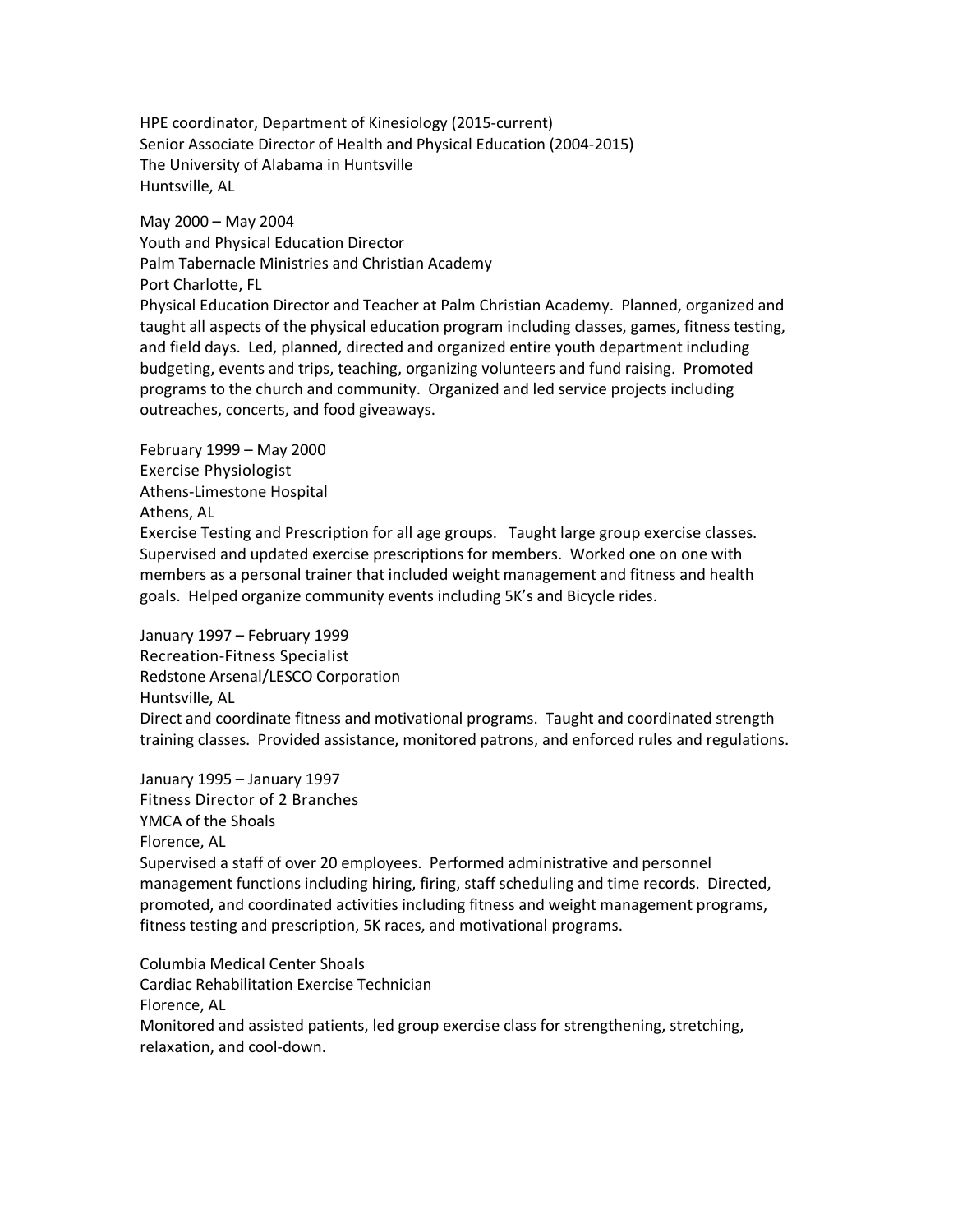HPE coordinator, Department of Kinesiology (2015-current)
Senior Associate Director of Health and Physical Education (2004-2015)
The University of Alabama in Huntsville
Huntsville, AL

May 2000 – May 2004
Youth and Physical Education Director
Palm Tabernacle Ministries and Christian Academy
Port Charlotte, FL
Physical Education Director and Teacher at Palm Christian Academy. Planned, organized and taught all aspects of the physical education program including classes, games, fitness testing, and field days. Led, planned, directed and organized entire youth department including budgeting, events and trips, teaching, organizing volunteers and fund raising. Promoted programs to the church and community. Organized and led service projects including outreaches, concerts, and food giveaways.

February 1999 – May 2000
Exercise Physiologist
Athens-Limestone Hospital
Athens, AL
Exercise Testing and Prescription for all age groups. Taught large group exercise classes. Supervised and updated exercise prescriptions for members. Worked one on one with members as a personal trainer that included weight management and fitness and health goals. Helped organize community events including 5K's and Bicycle rides.

January 1997 – February 1999
Recreation-Fitness Specialist
Redstone Arsenal/LESCO Corporation
Huntsville, AL
Direct and coordinate fitness and motivational programs. Taught and coordinated strength training classes. Provided assistance, monitored patrons, and enforced rules and regulations.

January 1995 – January 1997
Fitness Director of 2 Branches
YMCA of the Shoals
Florence, AL
Supervised a staff of over 20 employees. Performed administrative and personnel management functions including hiring, firing, staff scheduling and time records. Directed, promoted, and coordinated activities including fitness and weight management programs, fitness testing and prescription, 5K races, and motivational programs.

Columbia Medical Center Shoals
Cardiac Rehabilitation Exercise Technician
Florence, AL
Monitored and assisted patients, led group exercise class for strengthening, stretching, relaxation, and cool-down.